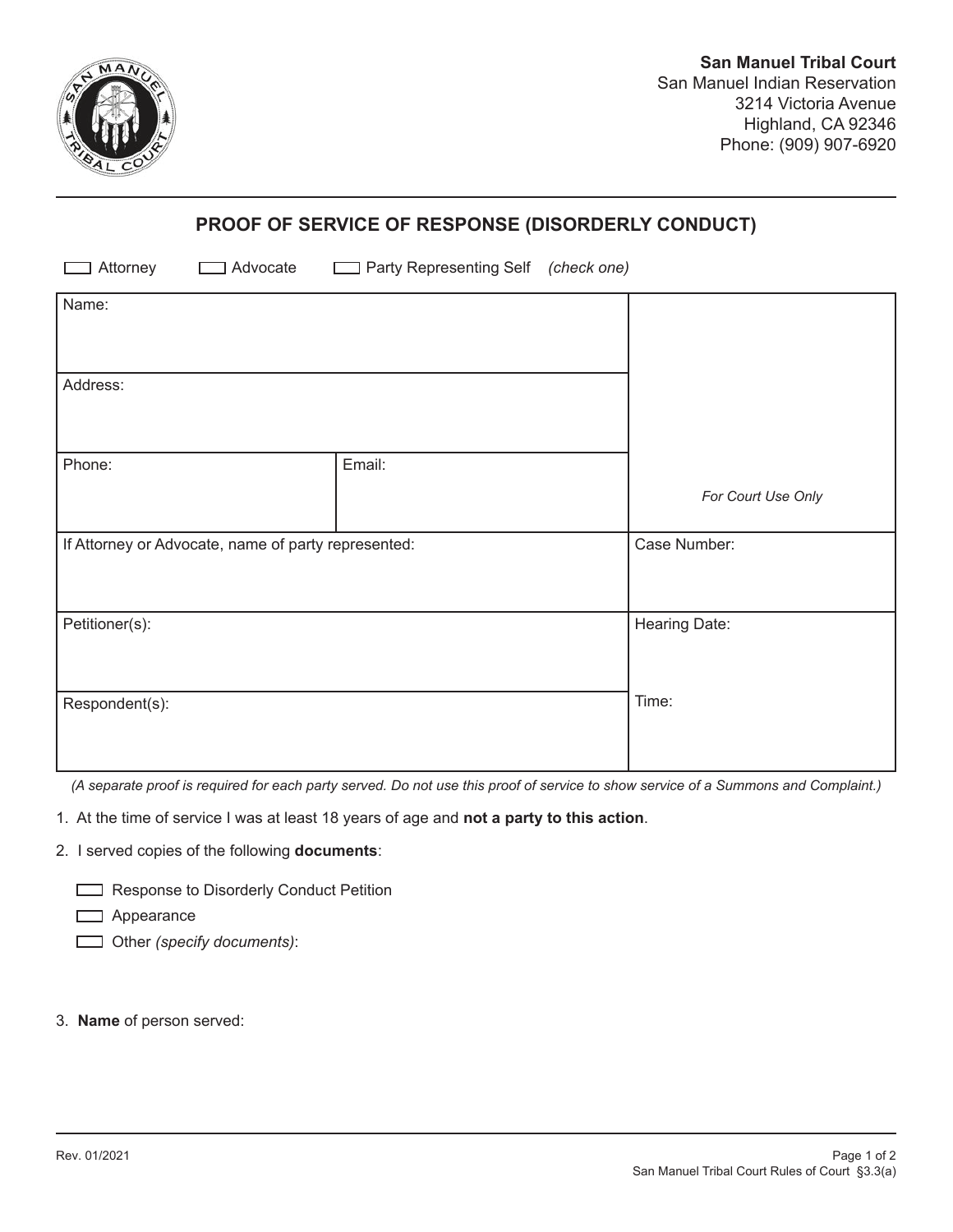**San Manuel Tribal Court**
San Manuel Indian Reservation
3214 Victoria Avenue
Highland, CA 92346
Phone: (909) 907-6920

## PROOF OF SERVICE OF RESPONSE (DISORDERLY CONDUCT)

☐ Attorney ☐ Advocate ☐ Party Representing Self *(check one)*

| | | |
|---|---|---|
| Name: | | *For Court Use Only* |
| Address: | | |
| Phone: | Email: | |
| If Attorney or Advocate, name of party represented: | | Case Number: |
| Petitioner(s): | | Hearing Date: |
| Respondent(s): | | Time: |

*(A separate proof is required for each party served. Do not use this proof of service to show service of a Summons and Complaint.)*

1. At the time of service I was at least 18 years of age and **not a party to this action**.

2. I served copies of the following **documents**:

   ☐ Response to Disorderly Conduct Petition

   ☐ Appearance

   ☐ Other *(specify documents)*:

3. **Name** of person served:

Rev. 01/2021

San Manuel Tribal Court Rules of Court §3.3(a)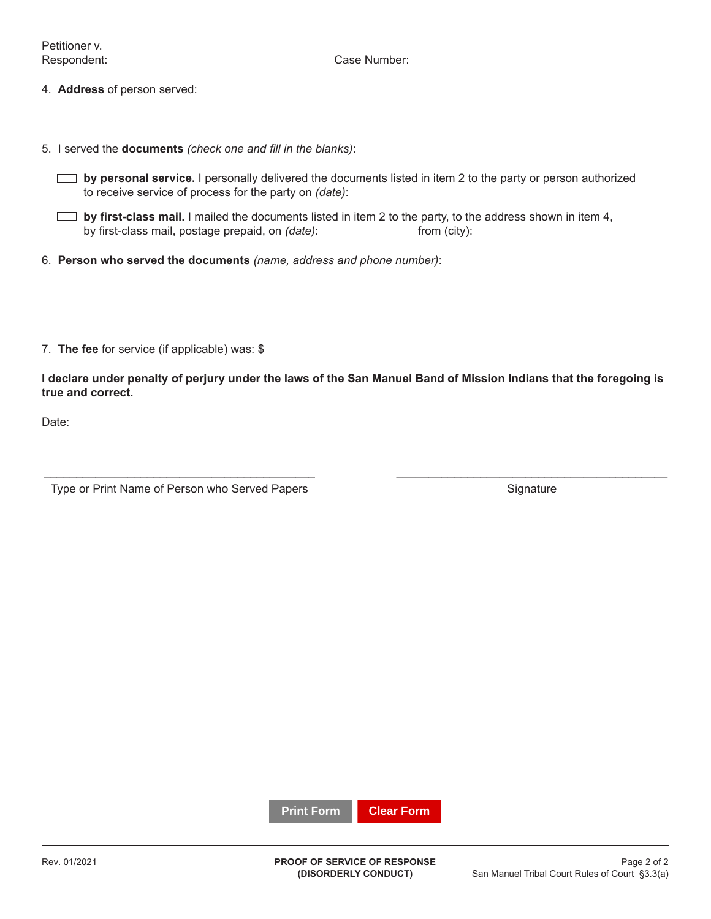Petitioner v.
Respondent: Case Number:

4. **Address** of person served:

5. I served the **documents** *(check one and fill in the blanks)*:

☐ **by personal service.** I personally delivered the documents listed in item 2 to the party or person authorized to receive service of process for the party on *(date)*:

☐ **by first-class mail.** I mailed the documents listed in item 2 to the party, to the address shown in item 4, by first-class mail, postage prepaid, on *(date)*: from (city):

6. **Person who served the documents** *(name, address and phone number)*:

7. **The fee** for service (if applicable) was: $

**I declare under penalty of perjury under the laws of the San Manuel Band of Mission Indians that the foregoing is true and correct.**

Date:

\_\_\_\_\_\_\_\_\_\_\_\_\_\_\_\_\_\_\_\_\_\_\_\_\_\_\_\_\_\_\_\_\_\_\_\_\_\_\_\_\_\_ \_\_\_\_\_\_\_\_\_\_\_\_\_\_\_\_\_\_\_\_\_\_\_\_\_\_\_\_\_\_\_\_\_\_\_\_\_\_\_\_\_\_

Type or Print Name of Person who Served Papers Signature

Print Form Clear Form

Rev. 01/2021

**PROOF OF SERVICE OF RESPONSE (DISORDERLY CONDUCT)**

San Manuel Tribal Court Rules of Court §3.3(a)